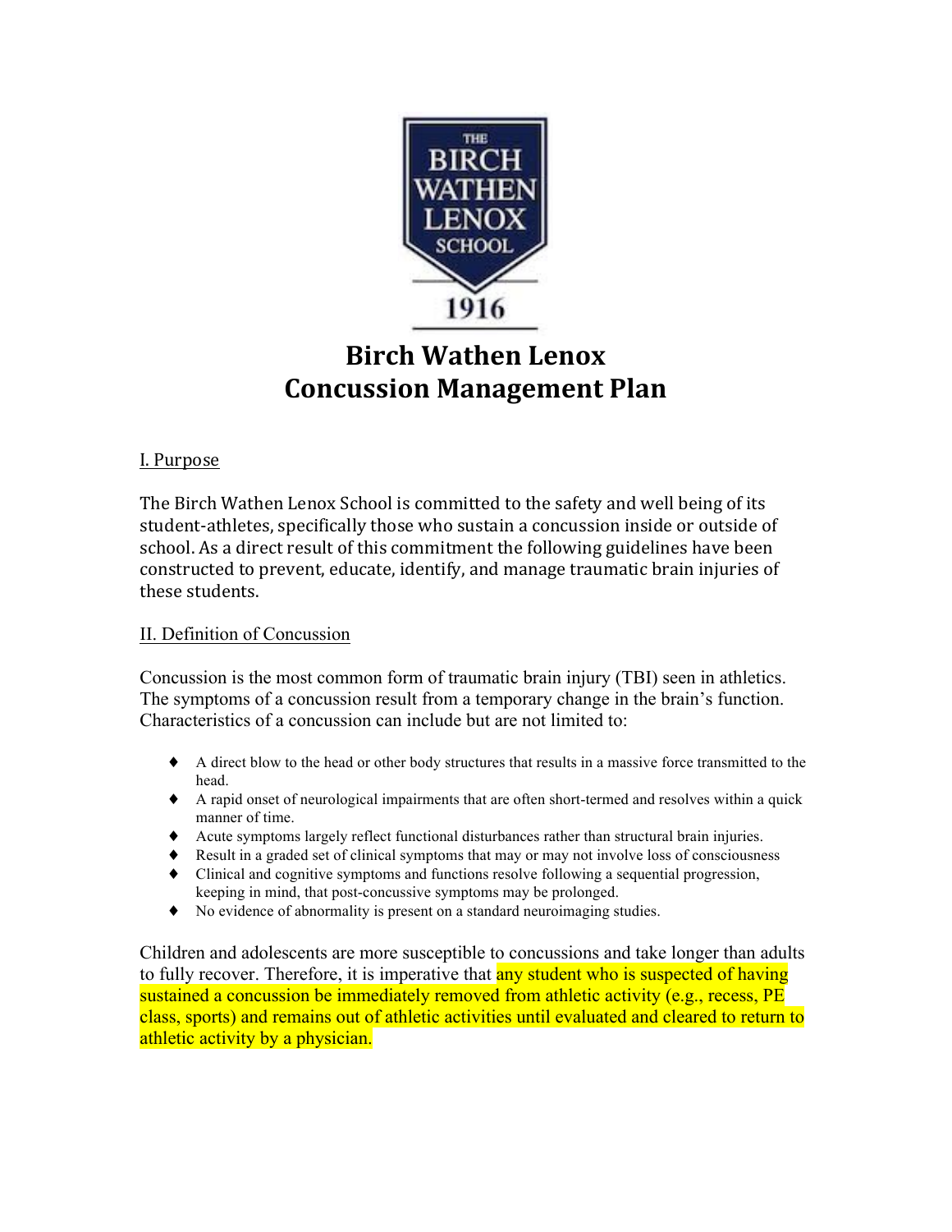THE BIRCH WATHEN LENOX SCHOOL 1916

# Birch Wathen Lenox Concussion Management Plan

## I. Purpose

The Birch Wathen Lenox School is committed to the safety and well being of its student-athletes, specifically those who sustain a concussion inside or outside of school. As a direct result of this commitment the following guidelines have been constructed to prevent, educate, identify, and manage traumatic brain injuries of these students.

## II. Definition of Concussion

Concussion is the most common form of traumatic brain injury (TBI) seen in athletics. The symptoms of a concussion result from a temporary change in the brain's function. Characteristics of a concussion can include but are not limited to:

- A direct blow to the head or other body structures that results in a massive force transmitted to the head.
- A rapid onset of neurological impairments that are often short-termed and resolves within a quick manner of time.
- Acute symptoms largely reflect functional disturbances rather than structural brain injuries.
- Result in a graded set of clinical symptoms that may or may not involve loss of consciousness
- Clinical and cognitive symptoms and functions resolve following a sequential progression, keeping in mind, that post-concussive symptoms may be prolonged.
- No evidence of abnormality is present on a standard neuroimaging studies.

Children and adolescents are more susceptible to concussions and take longer than adults to fully recover. Therefore, it is imperative that any student who is suspected of having sustained a concussion be immediately removed from athletic activity (e.g., recess, PE class, sports) and remains out of athletic activities until evaluated and cleared to return to athletic activity by a physician.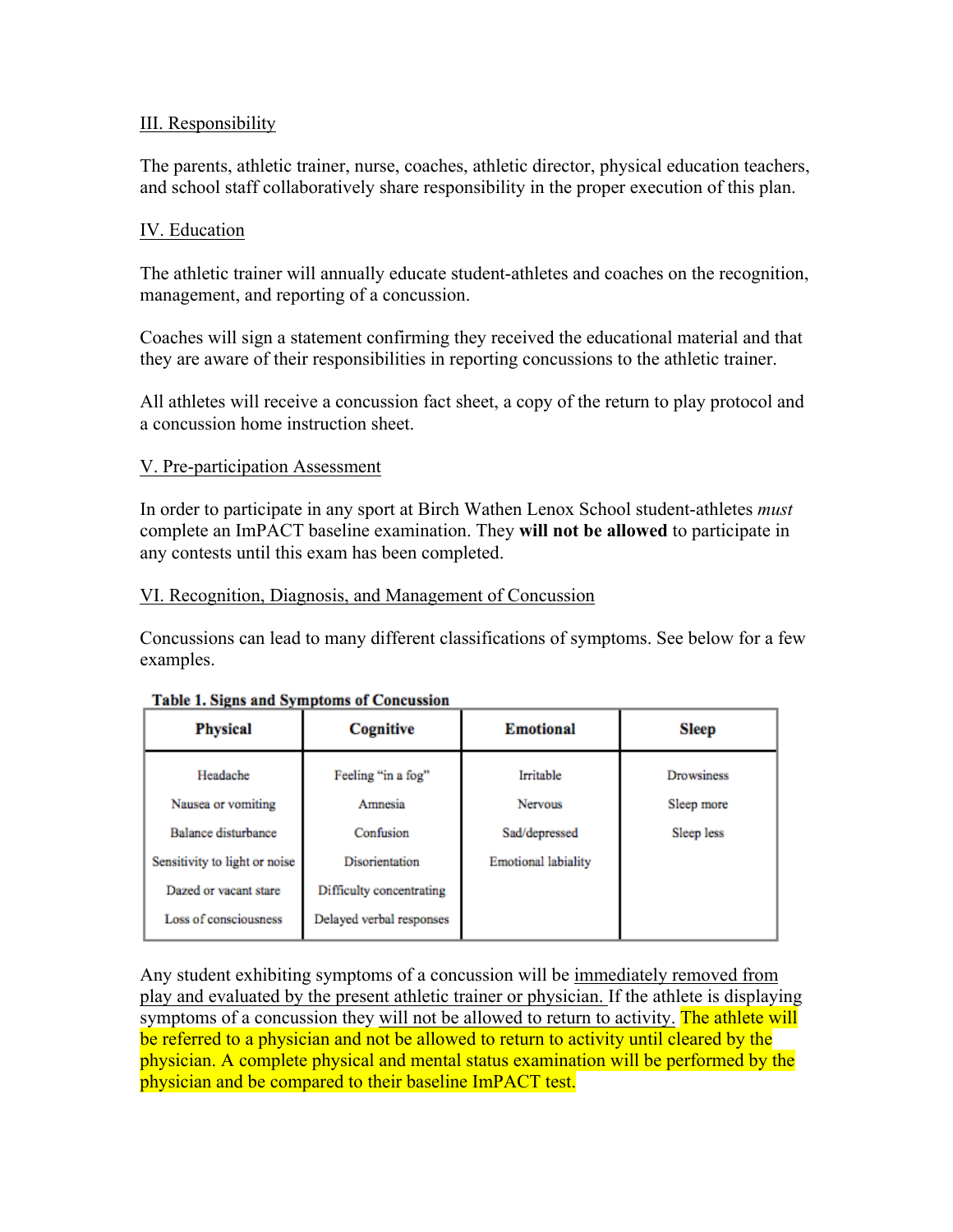## III. Responsibility

The parents, athletic trainer, nurse, coaches, athletic director, physical education teachers, and school staff collaboratively share responsibility in the proper execution of this plan.

## IV. Education

The athletic trainer will annually educate student-athletes and coaches on the recognition, management, and reporting of a concussion.

Coaches will sign a statement confirming they received the educational material and that they are aware of their responsibilities in reporting concussions to the athletic trainer.

All athletes will receive a concussion fact sheet, a copy of the return to play protocol and a concussion home instruction sheet.

## V. Pre-participation Assessment

In order to participate in any sport at Birch Wathen Lenox School student-athletes *must* complete an ImPACT baseline examination. They **will not be allowed** to participate in any contests until this exam has been completed.

## VI. Recognition, Diagnosis, and Management of Concussion

Concussions can lead to many different classifications of symptoms. See below for a few examples.

**Table 1. Signs and Symptoms of Concussion**

| Physical | Cognitive | Emotional | Sleep |
|---|---|---|---|
| Headache | Feeling "in a fog" | Irritable | Drowsiness |
| Nausea or vomiting | Amnesia | Nervous | Sleep more |
| Balance disturbance | Confusion | Sad/depressed | Sleep less |
| Sensitivity to light or noise | Disorientation | Emotional labiality | |
| Dazed or vacant stare | Difficulty concentrating | | |
| Loss of consciousness | Delayed verbal responses | | |

Any student exhibiting symptoms of a concussion will be immediately removed from play and evaluated by the present athletic trainer or physician. If the athlete is displaying symptoms of a concussion they will not be allowed to return to activity. The athlete will be referred to a physician and not be allowed to return to activity until cleared by the physician. A complete physical and mental status examination will be performed by the physician and be compared to their baseline ImPACT test.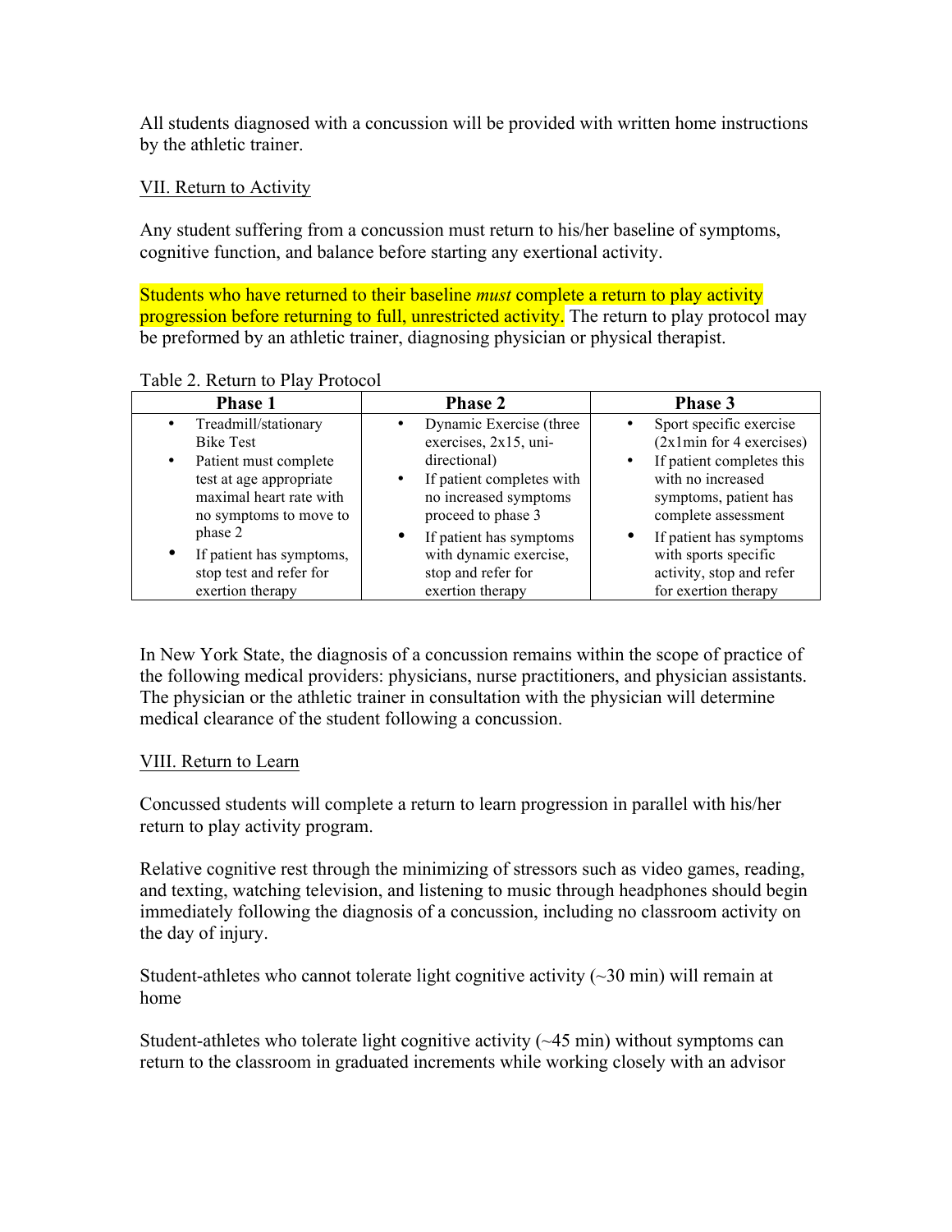All students diagnosed with a concussion will be provided with written home instructions by the athletic trainer.

## VII. Return to Activity

Any student suffering from a concussion must return to his/her baseline of symptoms, cognitive function, and balance before starting any exertional activity.

Students who have returned to their baseline *must* complete a return to play activity progression before returning to full, unrestricted activity. The return to play protocol may be preformed by an athletic trainer, diagnosing physician or physical therapist.

Table 2. Return to Play Protocol

| Phase 1 | Phase 2 | Phase 3 |
|---|---|---|
| • Treadmill/stationary Bike Test<br>• Patient must complete test at age appropriate maximal heart rate with no symptoms to move to phase 2<br>• If patient has symptoms, stop test and refer for exertion therapy | • Dynamic Exercise (three exercises, 2x15, uni-directional)<br>• If patient completes with no increased symptoms proceed to phase 3<br>• If patient has symptoms with dynamic exercise, stop and refer for exertion therapy | • Sport specific exercise (2x1min for 4 exercises)<br>• If patient completes this with no increased symptoms, patient has complete assessment<br>• If patient has symptoms with sports specific activity, stop and refer for exertion therapy |

In New York State, the diagnosis of a concussion remains within the scope of practice of the following medical providers: physicians, nurse practitioners, and physician assistants. The physician or the athletic trainer in consultation with the physician will determine medical clearance of the student following a concussion.

## VIII. Return to Learn

Concussed students will complete a return to learn progression in parallel with his/her return to play activity program.

Relative cognitive rest through the minimizing of stressors such as video games, reading, and texting, watching television, and listening to music through headphones should begin immediately following the diagnosis of a concussion, including no classroom activity on the day of injury.

Student-athletes who cannot tolerate light cognitive activity (~30 min) will remain at home

Student-athletes who tolerate light cognitive activity (~45 min) without symptoms can return to the classroom in graduated increments while working closely with an advisor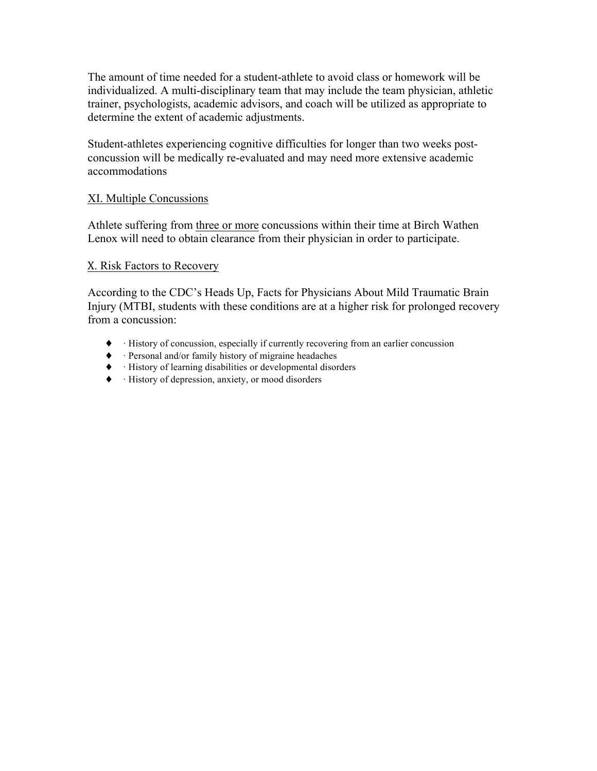The amount of time needed for a student-athlete to avoid class or homework will be individualized. A multi-disciplinary team that may include the team physician, athletic trainer, psychologists, academic advisors, and coach will be utilized as appropriate to determine the extent of academic adjustments.

Student-athletes experiencing cognitive difficulties for longer than two weeks post-concussion will be medically re-evaluated and may need more extensive academic accommodations

## XI. Multiple Concussions

Athlete suffering from <u>three or more</u> concussions within their time at Birch Wathen Lenox will need to obtain clearance from their physician in order to participate.

## X. Risk Factors to Recovery

According to the CDC's Heads Up, Facts for Physicians About Mild Traumatic Brain Injury (MTBI, students with these conditions are at a higher risk for prolonged recovery from a concussion:

- · History of concussion, especially if currently recovering from an earlier concussion
- · Personal and/or family history of migraine headaches
- · History of learning disabilities or developmental disorders
- · History of depression, anxiety, or mood disorders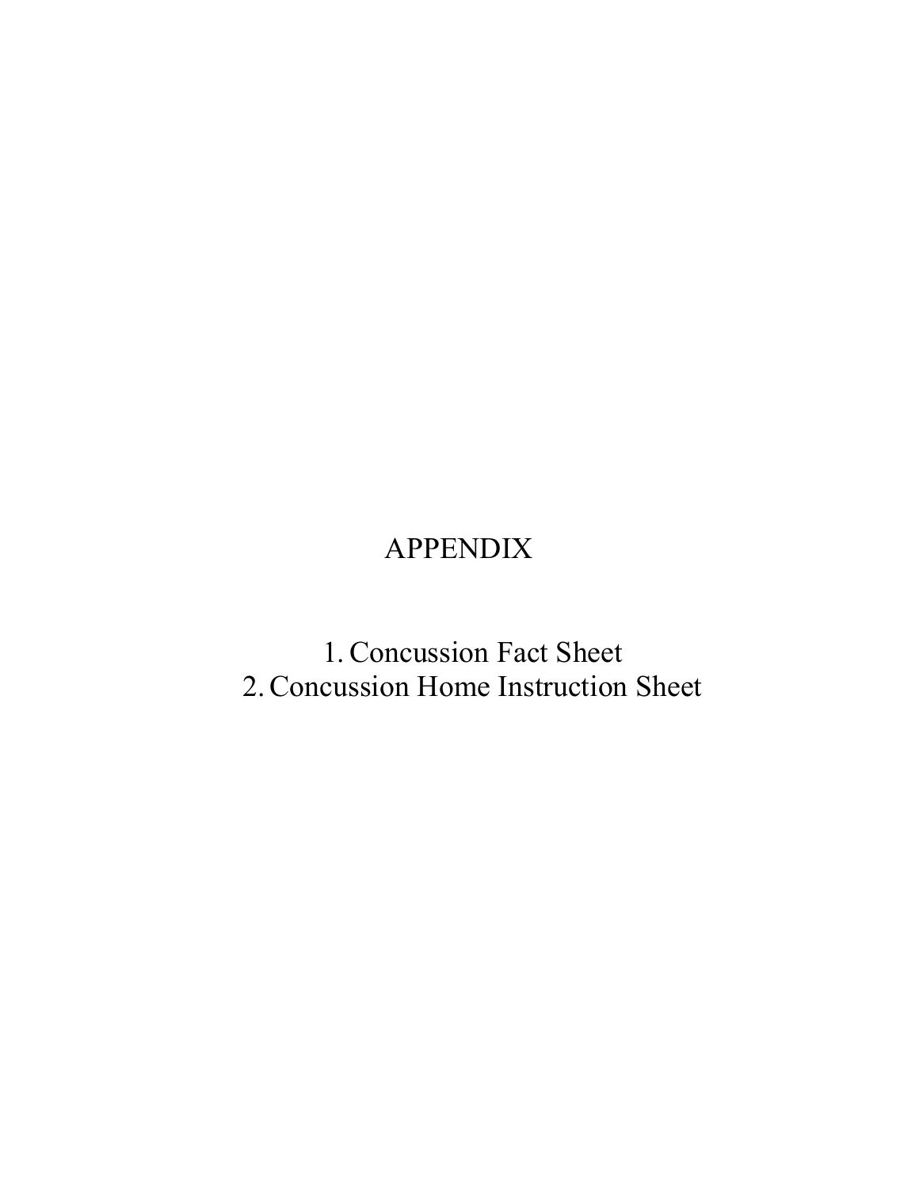# APPENDIX

1. Concussion Fact Sheet
2. Concussion Home Instruction Sheet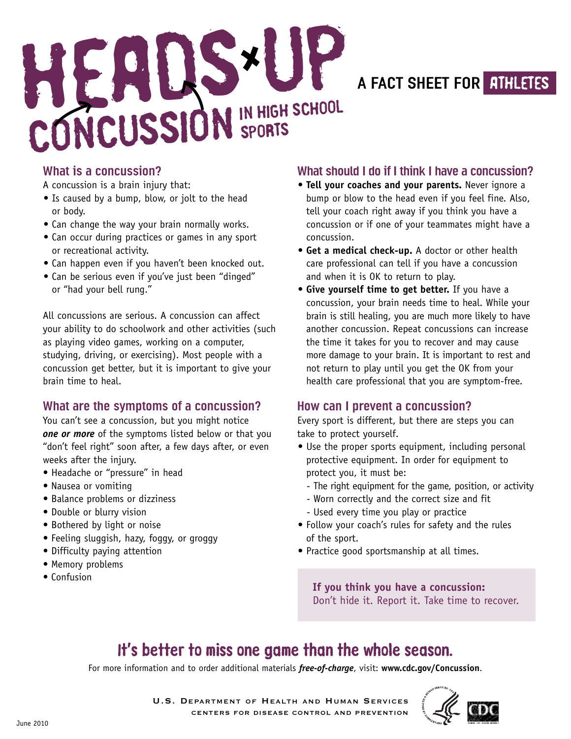# HEADS UP CONCUSSION IN HIGH SCHOOL SPORTS

## A FACT SHEET FOR ATHLETES

### What is a concussion?

A concussion is a brain injury that:

- Is caused by a bump, blow, or jolt to the head or body.
- Can change the way your brain normally works.
- Can occur during practices or games in any sport or recreational activity.
- Can happen even if you haven't been knocked out.
- Can be serious even if you've just been "dinged" or "had your bell rung."

All concussions are serious. A concussion can affect your ability to do schoolwork and other activities (such as playing video games, working on a computer, studying, driving, or exercising). Most people with a concussion get better, but it is important to give your brain time to heal.

### What are the symptoms of a concussion?

You can't see a concussion, but you might notice ***one or more*** of the symptoms listed below or that you "don't feel right" soon after, a few days after, or even weeks after the injury.

- Headache or "pressure" in head
- Nausea or vomiting
- Balance problems or dizziness
- Double or blurry vision
- Bothered by light or noise
- Feeling sluggish, hazy, foggy, or groggy
- Difficulty paying attention
- Memory problems
- Confusion

### What should I do if I think I have a concussion?

- **Tell your coaches and your parents.** Never ignore a bump or blow to the head even if you feel fine. Also, tell your coach right away if you think you have a concussion or if one of your teammates might have a concussion.
- **Get a medical check-up.** A doctor or other health care professional can tell if you have a concussion and when it is OK to return to play.
- **Give yourself time to get better.** If you have a concussion, your brain needs time to heal. While your brain is still healing, you are much more likely to have another concussion. Repeat concussions can increase the time it takes for you to recover and may cause more damage to your brain. It is important to rest and not return to play until you get the OK from your health care professional that you are symptom-free.

### How can I prevent a concussion?

Every sport is different, but there are steps you can take to protect yourself.

- Use the proper sports equipment, including personal protective equipment. In order for equipment to protect you, it must be:
  - The right equipment for the game, position, or activity
  - Worn correctly and the correct size and fit
  - Used every time you play or practice
- Follow your coach's rules for safety and the rules of the sport.
- Practice good sportsmanship at all times.

**If you think you have a concussion:**
Don't hide it. Report it. Take time to recover.

## It's better to miss one game than the whole season.

For more information and to order additional materials ***free-of-charge***, visit: **www.cdc.gov/Concussion**.

U.S. Department of Health and Human Services
Centers for Disease Control and Prevention

June 2010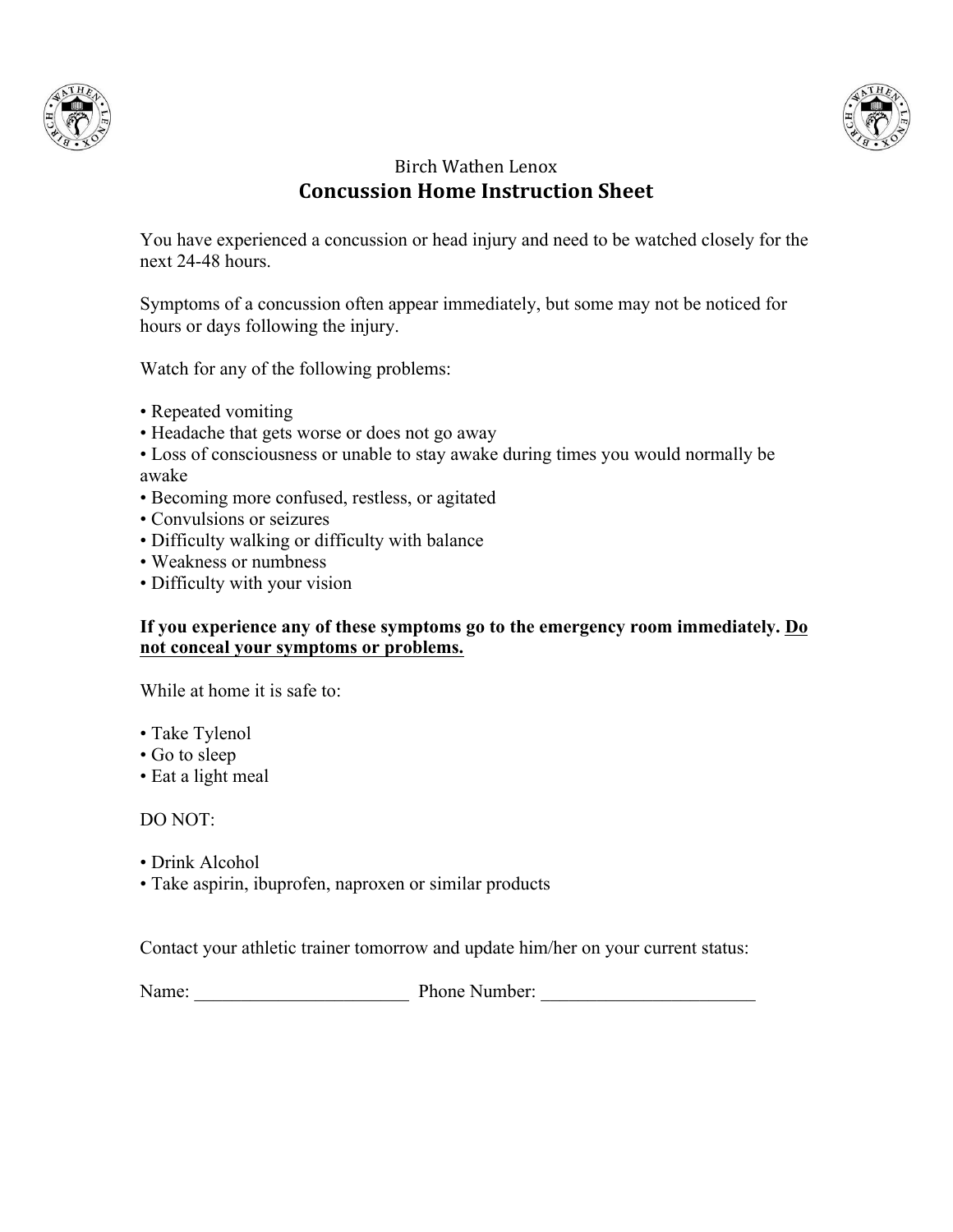Birch Wathen Lenox

# Concussion Home Instruction Sheet

You have experienced a concussion or head injury and need to be watched closely for the next 24-48 hours.

Symptoms of a concussion often appear immediately, but some may not be noticed for hours or days following the injury.

Watch for any of the following problems:

- Repeated vomiting
- Headache that gets worse or does not go away
- Loss of consciousness or unable to stay awake during times you would normally be awake
- Becoming more confused, restless, or agitated
- Convulsions or seizures
- Difficulty walking or difficulty with balance
- Weakness or numbness
- Difficulty with your vision

**If you experience any of these symptoms go to the emergency room immediately. <u>Do not conceal your symptoms or problems.</u>**

While at home it is safe to:

- Take Tylenol
- Go to sleep
- Eat a light meal

DO NOT:

- Drink Alcohol
- Take aspirin, ibuprofen, naproxen or similar products

Contact your athletic trainer tomorrow and update him/her on your current status:

Name: _______________________ Phone Number: _______________________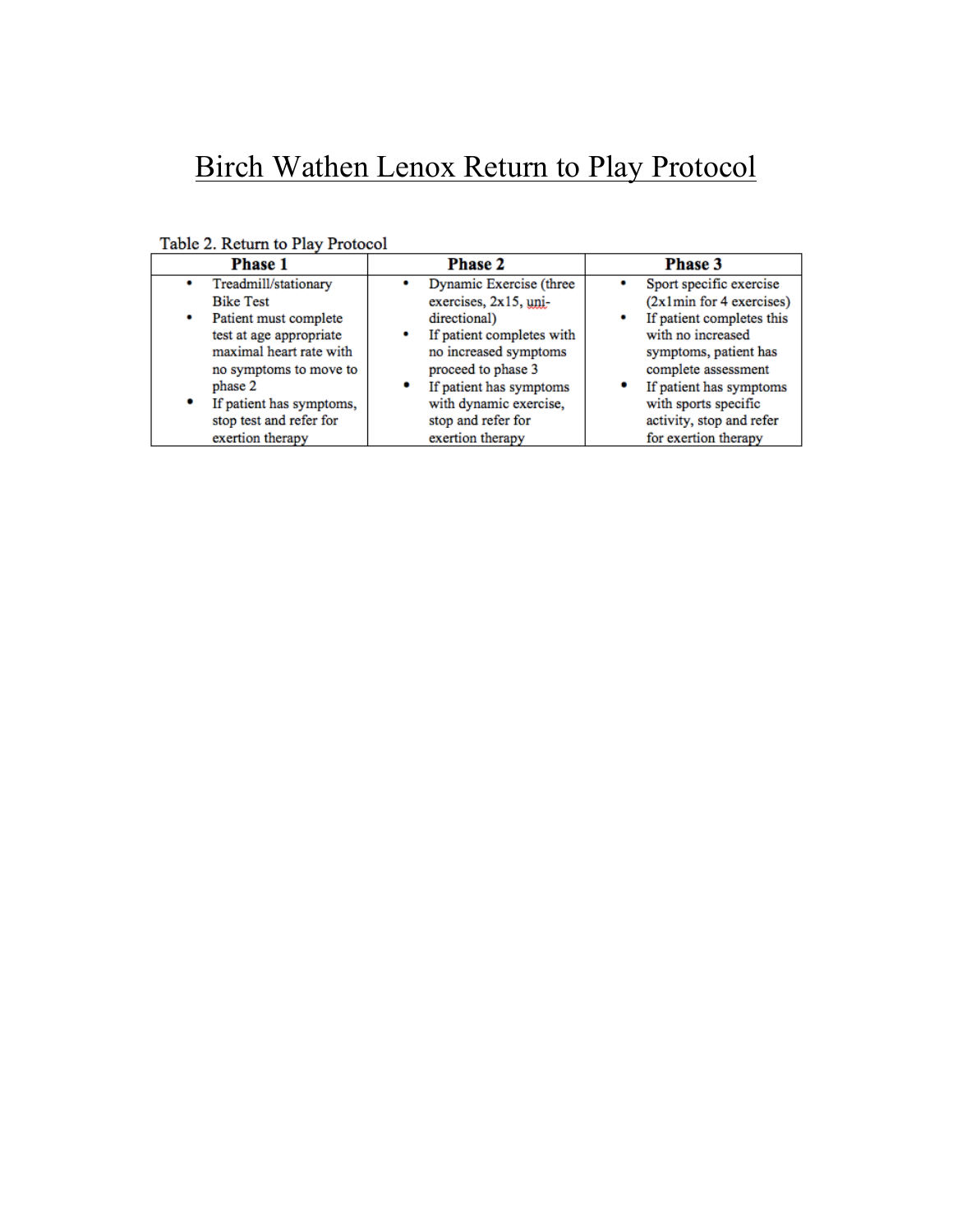# Birch Wathen Lenox Return to Play Protocol

Table 2. Return to Play Protocol

| Phase 1 | Phase 2 | Phase 3 |
|---|---|---|
| • Treadmill/stationary Bike Test<br>• Patient must complete test at age appropriate maximal heart rate with no symptoms to move to phase 2<br>• If patient has symptoms, stop test and refer for exertion therapy | • Dynamic Exercise (three exercises, 2x15, uni-directional)<br>• If patient completes with no increased symptoms proceed to phase 3<br>• If patient has symptoms with dynamic exercise, stop and refer for exertion therapy | • Sport specific exercise (2x1min for 4 exercises)<br>• If patient completes this with no increased symptoms, patient has complete assessment<br>• If patient has symptoms with sports specific activity, stop and refer for exertion therapy |